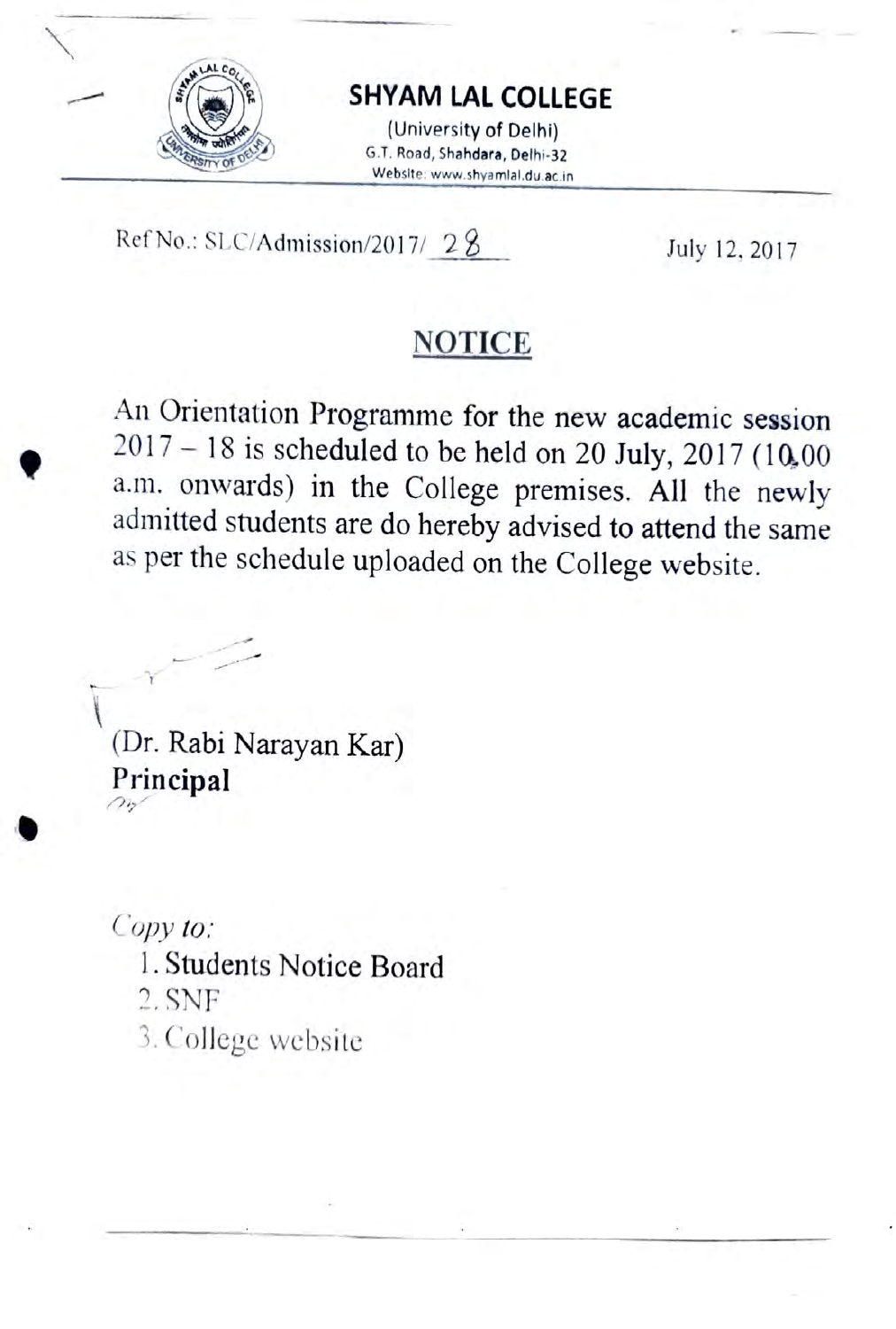# SHYAM LAL COLLEGE

(University of Delhi)
G.T. Road, Shahdara, Delhi-32
Website: www.shyamlal.du.ac.in

Ref No.: SLC/Admission/2017/ 28

July 12, 2017

## NOTICE

An Orientation Programme for the new academic session 2017 – 18 is scheduled to be held on 20 July, 2017 (10.00 a.m. onwards) in the College premises. All the newly admitted students are do hereby advised to attend the same as per the schedule uploaded on the College website.

(Dr. Rabi Narayan Kar)
**Principal**

*Copy to:*

1. Students Notice Board
2. SNF
3. College website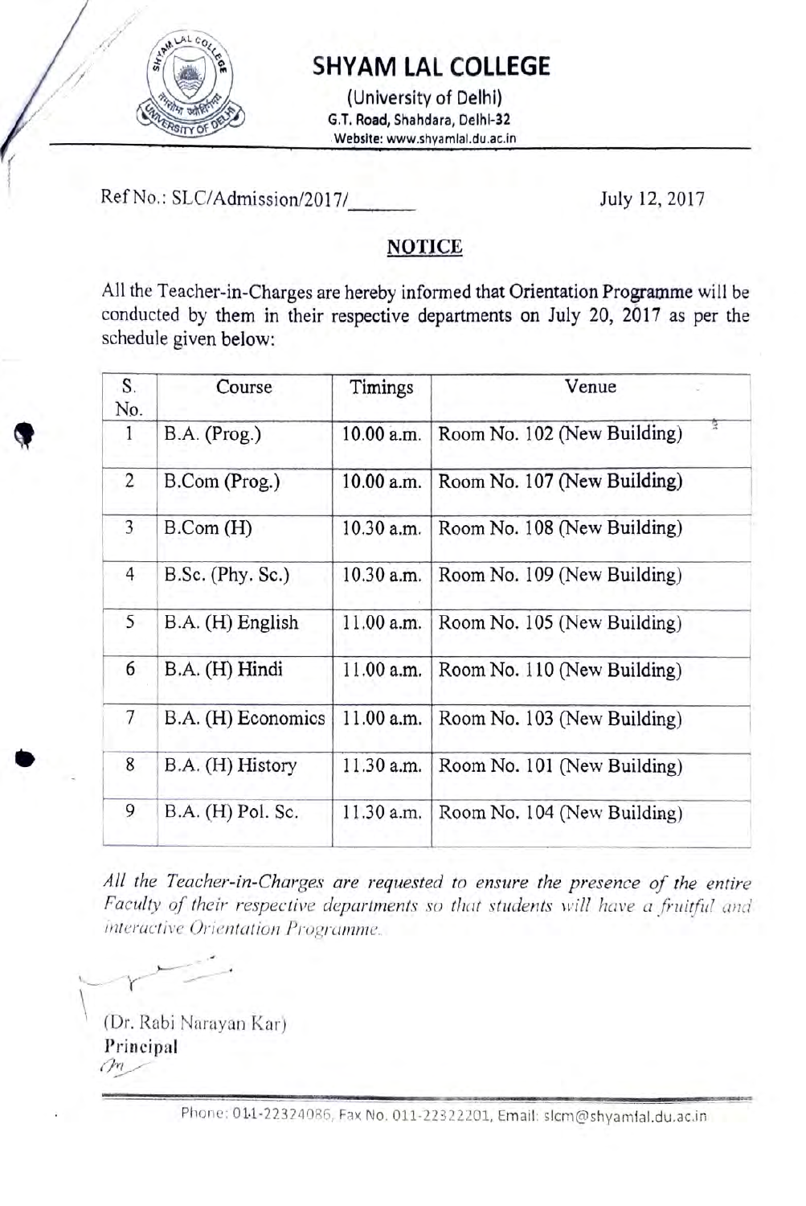# SHYAM LAL COLLEGE

(University of Delhi)
G.T. Road, Shahdara, Delhi-32
Website: www.shyamlal.du.ac.in

Ref No.: SLC/Admission/2017/_______

July 12, 2017

## NOTICE

All the Teacher-in-Charges are hereby informed that Orientation Programme will be conducted by them in their respective departments on July 20, 2017 as per the schedule given below:

| S. No. | Course | Timings | Venue |
|---|---|---|---|
| 1 | B.A. (Prog.) | 10.00 a.m. | Room No. 102 (New Building) |
| 2 | B.Com (Prog.) | 10.00 a.m. | Room No. 107 (New Building) |
| 3 | B.Com (H) | 10.30 a.m. | Room No. 108 (New Building) |
| 4 | B.Sc. (Phy. Sc.) | 10.30 a.m. | Room No. 109 (New Building) |
| 5 | B.A. (H) English | 11.00 a.m. | Room No. 105 (New Building) |
| 6 | B.A. (H) Hindi | 11.00 a.m. | Room No. 110 (New Building) |
| 7 | B.A. (H) Economics | 11.00 a.m. | Room No. 103 (New Building) |
| 8 | B.A. (H) History | 11.30 a.m. | Room No. 101 (New Building) |
| 9 | B.A. (H) Pol. Sc. | 11.30 a.m. | Room No. 104 (New Building) |

*All the Teacher-in-Charges are requested to ensure the presence of the entire Faculty of their respective departments so that students will have a fruitful and interactive Orientation Programme.*

(Dr. Rabi Narayan Kar)
**Principal**

Phone: 011-22324086, Fax No. 011-22322201, Email: slcm@shyamlal.du.ac.in